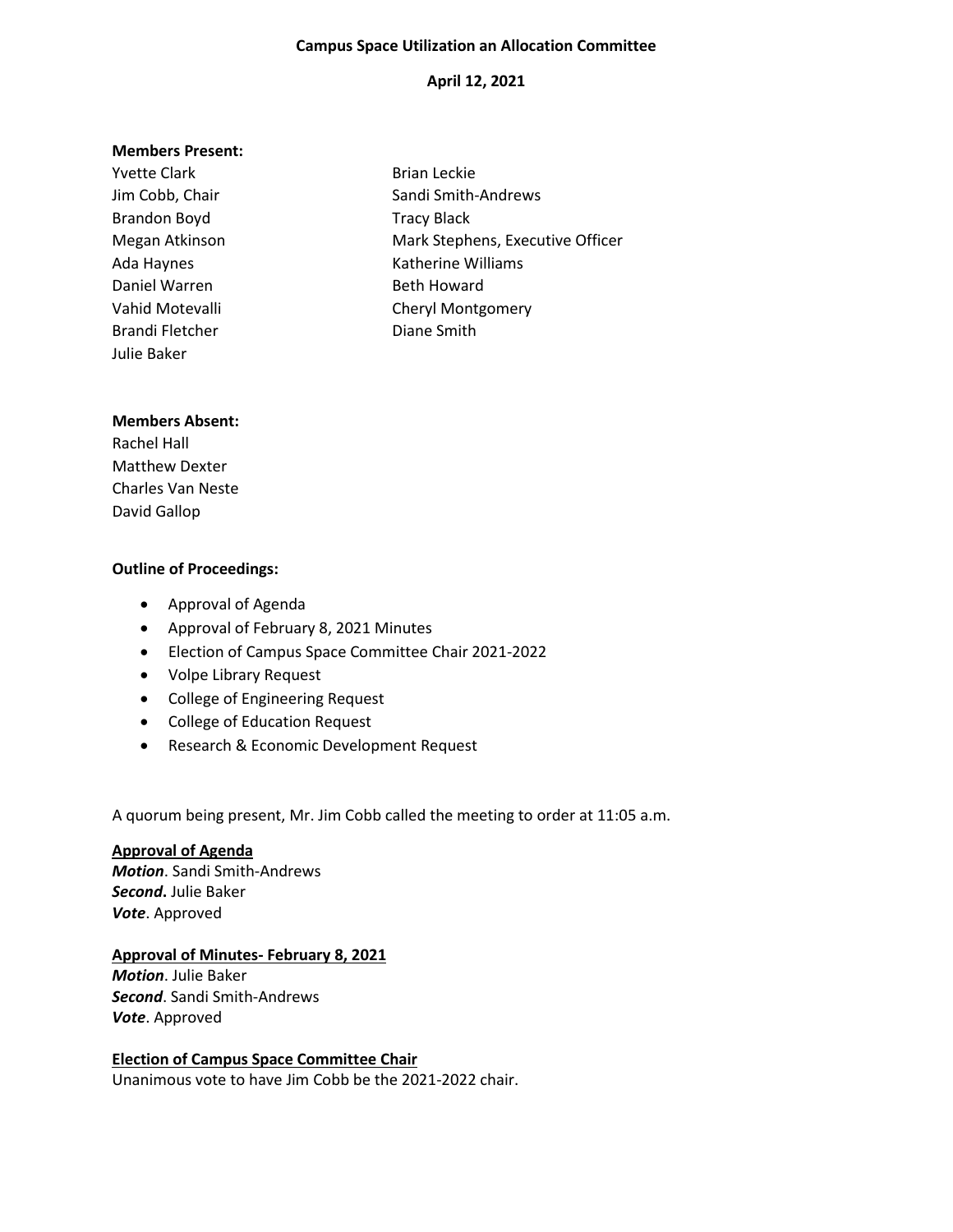**Campus Space Utilization an Allocation Committee**

**April 12, 2021**

**Members Present:**

Yvette Clark
Jim Cobb, Chair
Brandon Boyd
Megan Atkinson
Ada Haynes
Daniel Warren
Vahid Motevalli
Brandi Fletcher
Julie Baker
Brian Leckie
Sandi Smith-Andrews
Tracy Black
Mark Stephens, Executive Officer
Katherine Williams
Beth Howard
Cheryl Montgomery
Diane Smith

**Members Absent:**

Rachel Hall
Matthew Dexter
Charles Van Neste
David Gallop

**Outline of Proceedings:**

- Approval of Agenda
- Approval of February 8, 2021 Minutes
- Election of Campus Space Committee Chair 2021-2022
- Volpe Library Request
- College of Engineering Request
- College of Education Request
- Research & Economic Development Request

A quorum being present, Mr. Jim Cobb called the meeting to order at 11:05 a.m.

**Approval of Agenda**

***Motion***. Sandi Smith-Andrews
***Second*.** Julie Baker
***Vote***. Approved

**Approval of Minutes- February 8, 2021**

***Motion***. Julie Baker
***Second***. Sandi Smith-Andrews
***Vote***. Approved

**Election of Campus Space Committee Chair**

Unanimous vote to have Jim Cobb be the 2021-2022 chair.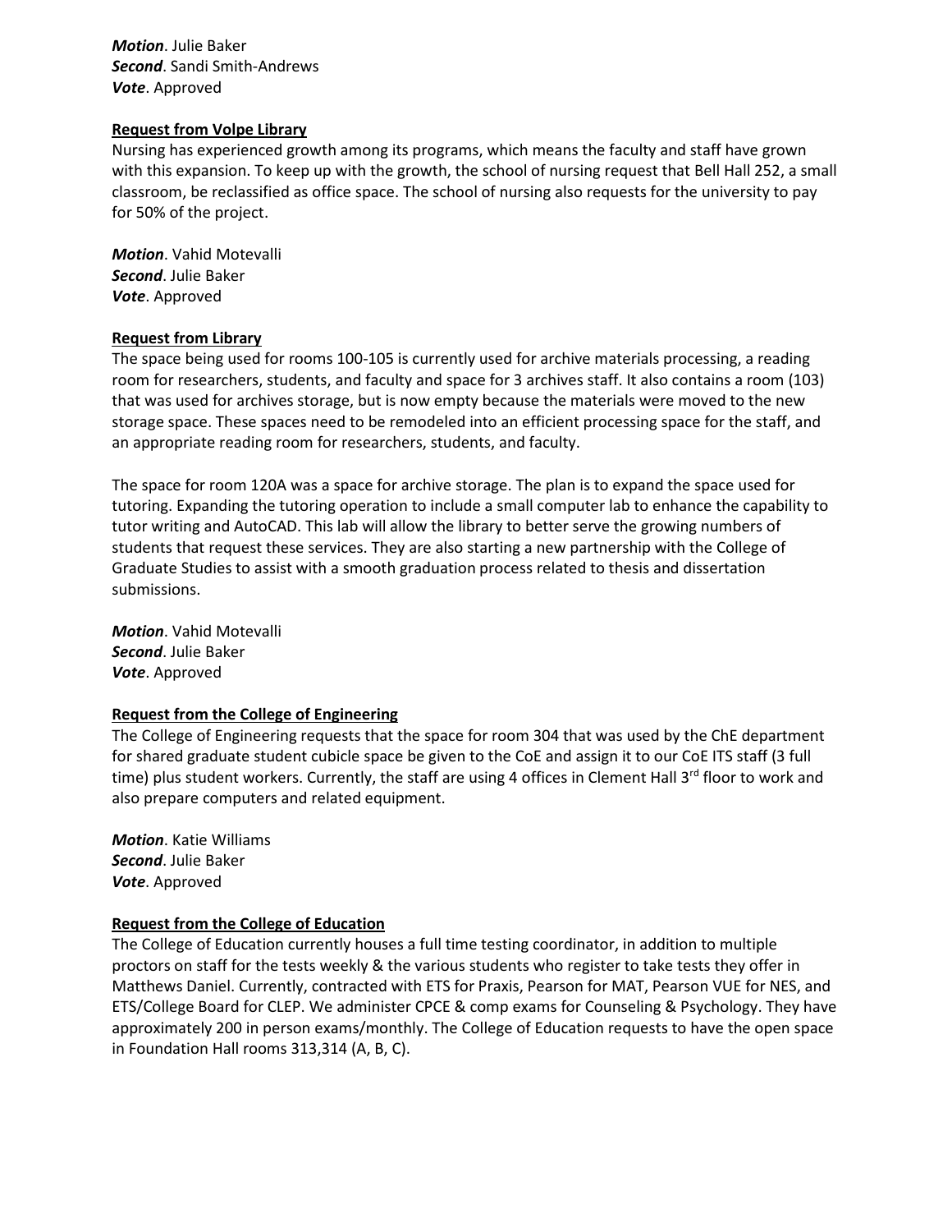***Motion***. Julie Baker
***Second***. Sandi Smith-Andrews
***Vote***. Approved

**Request from Volpe Library**

Nursing has experienced growth among its programs, which means the faculty and staff have grown with this expansion. To keep up with the growth, the school of nursing request that Bell Hall 252, a small classroom, be reclassified as office space. The school of nursing also requests for the university to pay for 50% of the project.

***Motion***. Vahid Motevalli
***Second***. Julie Baker
***Vote***. Approved

**Request from Library**

The space being used for rooms 100-105 is currently used for archive materials processing, a reading room for researchers, students, and faculty and space for 3 archives staff. It also contains a room (103) that was used for archives storage, but is now empty because the materials were moved to the new storage space. These spaces need to be remodeled into an efficient processing space for the staff, and an appropriate reading room for researchers, students, and faculty.

The space for room 120A was a space for archive storage. The plan is to expand the space used for tutoring. Expanding the tutoring operation to include a small computer lab to enhance the capability to tutor writing and AutoCAD. This lab will allow the library to better serve the growing numbers of students that request these services. They are also starting a new partnership with the College of Graduate Studies to assist with a smooth graduation process related to thesis and dissertation submissions.

***Motion***. Vahid Motevalli
***Second***. Julie Baker
***Vote***. Approved

**Request from the College of Engineering**

The College of Engineering requests that the space for room 304 that was used by the ChE department for shared graduate student cubicle space be given to the CoE and assign it to our CoE ITS staff (3 full time) plus student workers. Currently, the staff are using 4 offices in Clement Hall 3rd floor to work and also prepare computers and related equipment.

***Motion***. Katie Williams
***Second***. Julie Baker
***Vote***. Approved

**Request from the College of Education**

The College of Education currently houses a full time testing coordinator, in addition to multiple proctors on staff for the tests weekly & the various students who register to take tests they offer in Matthews Daniel. Currently, contracted with ETS for Praxis, Pearson for MAT, Pearson VUE for NES, and ETS/College Board for CLEP. We administer CPCE & comp exams for Counseling & Psychology. They have approximately 200 in person exams/monthly. The College of Education requests to have the open space in Foundation Hall rooms 313,314 (A, B, C).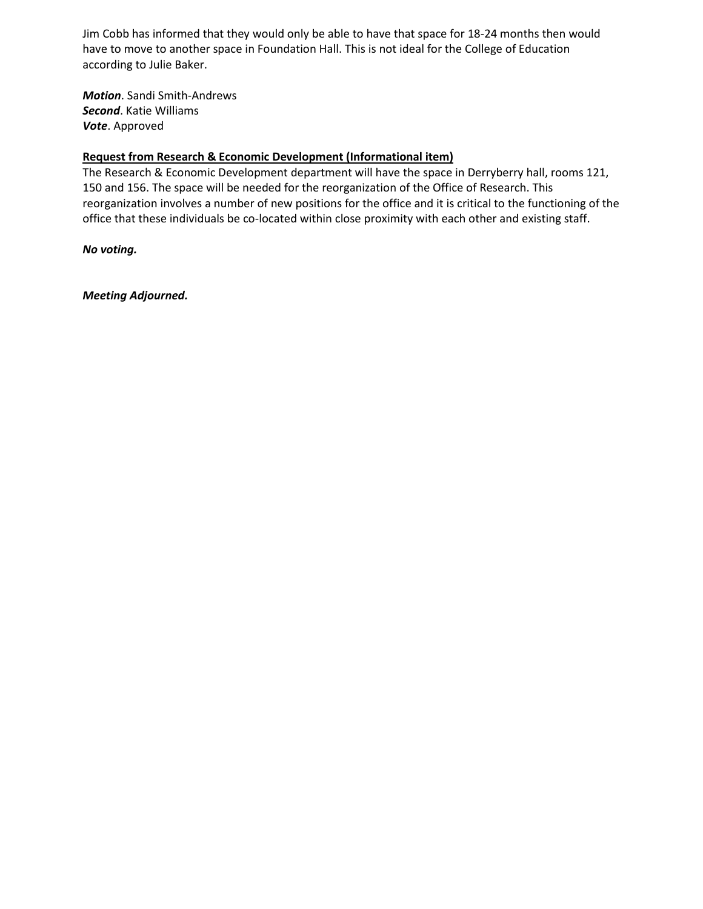Jim Cobb has informed that they would only be able to have that space for 18-24 months then would have to move to another space in Foundation Hall. This is not ideal for the College of Education according to Julie Baker.

***Motion***. Sandi Smith-Andrews
***Second***. Katie Williams
***Vote***. Approved

**Request from Research & Economic Development (Informational item)**

The Research & Economic Development department will have the space in Derryberry hall, rooms 121, 150 and 156. The space will be needed for the reorganization of the Office of Research. This reorganization involves a number of new positions for the office and it is critical to the functioning of the office that these individuals be co-located within close proximity with each other and existing staff.

***No voting.***

***Meeting Adjourned.***